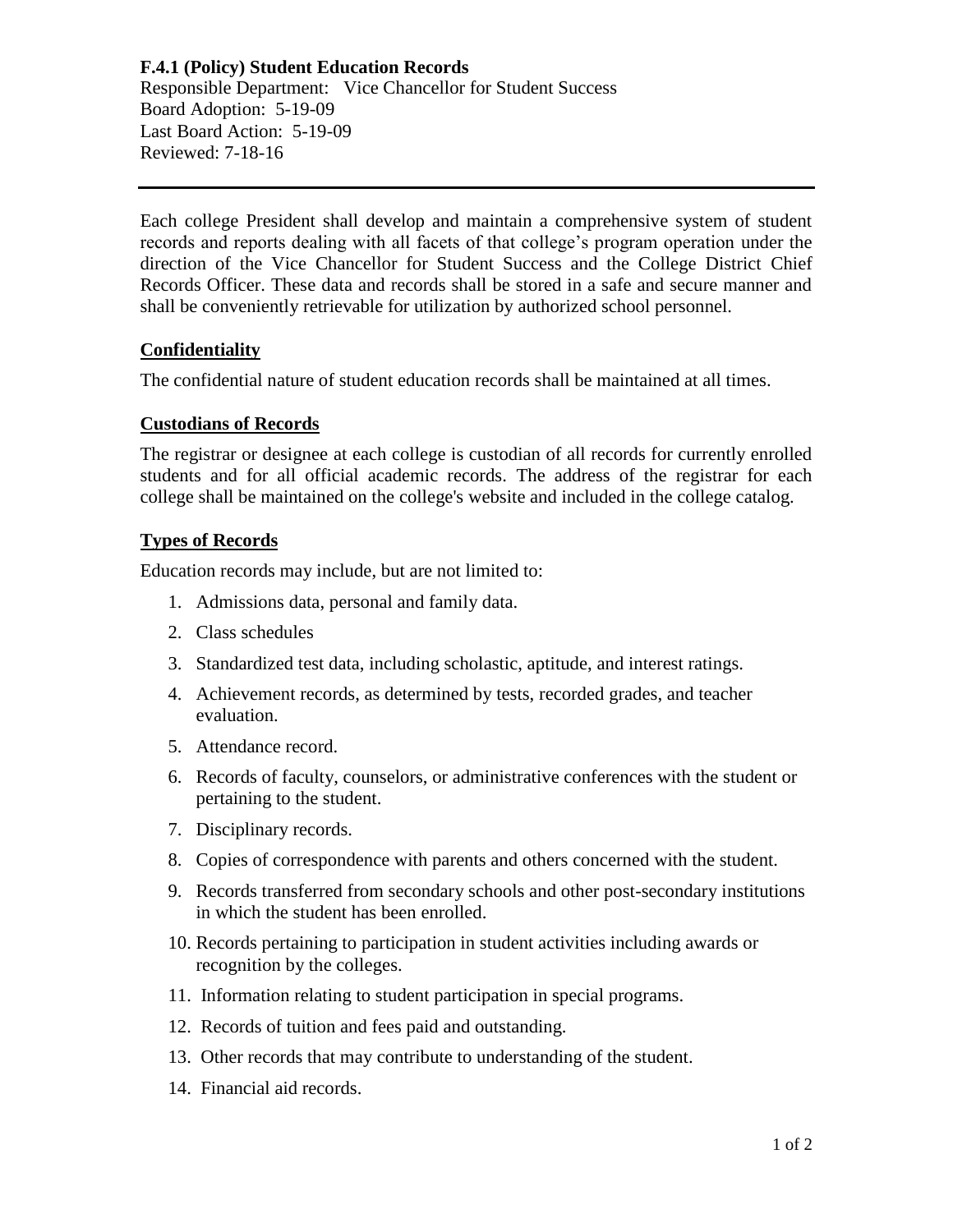**F.4.1 (Policy) Student Education Records**

Responsible Department: Vice Chancellor for Student Success
Board Adoption: 5-19-09
Last Board Action: 5-19-09
Reviewed: 7-18-16

---

Each college President shall develop and maintain a comprehensive system of student records and reports dealing with all facets of that college's program operation under the direction of the Vice Chancellor for Student Success and the College District Chief Records Officer. These data and records shall be stored in a safe and secure manner and shall be conveniently retrievable for utilization by authorized school personnel.

## Confidentiality

The confidential nature of student education records shall be maintained at all times.

## Custodians of Records

The registrar or designee at each college is custodian of all records for currently enrolled students and for all official academic records. The address of the registrar for each college shall be maintained on the college's website and included in the college catalog.

## Types of Records

Education records may include, but are not limited to:

1. Admissions data, personal and family data.
2. Class schedules
3. Standardized test data, including scholastic, aptitude, and interest ratings.
4. Achievement records, as determined by tests, recorded grades, and teacher evaluation.
5. Attendance record.
6. Records of faculty, counselors, or administrative conferences with the student or pertaining to the student.
7. Disciplinary records.
8. Copies of correspondence with parents and others concerned with the student.
9. Records transferred from secondary schools and other post-secondary institutions in which the student has been enrolled.
10. Records pertaining to participation in student activities including awards or recognition by the colleges.
11. Information relating to student participation in special programs.
12. Records of tuition and fees paid and outstanding.
13. Other records that may contribute to understanding of the student.
14. Financial aid records.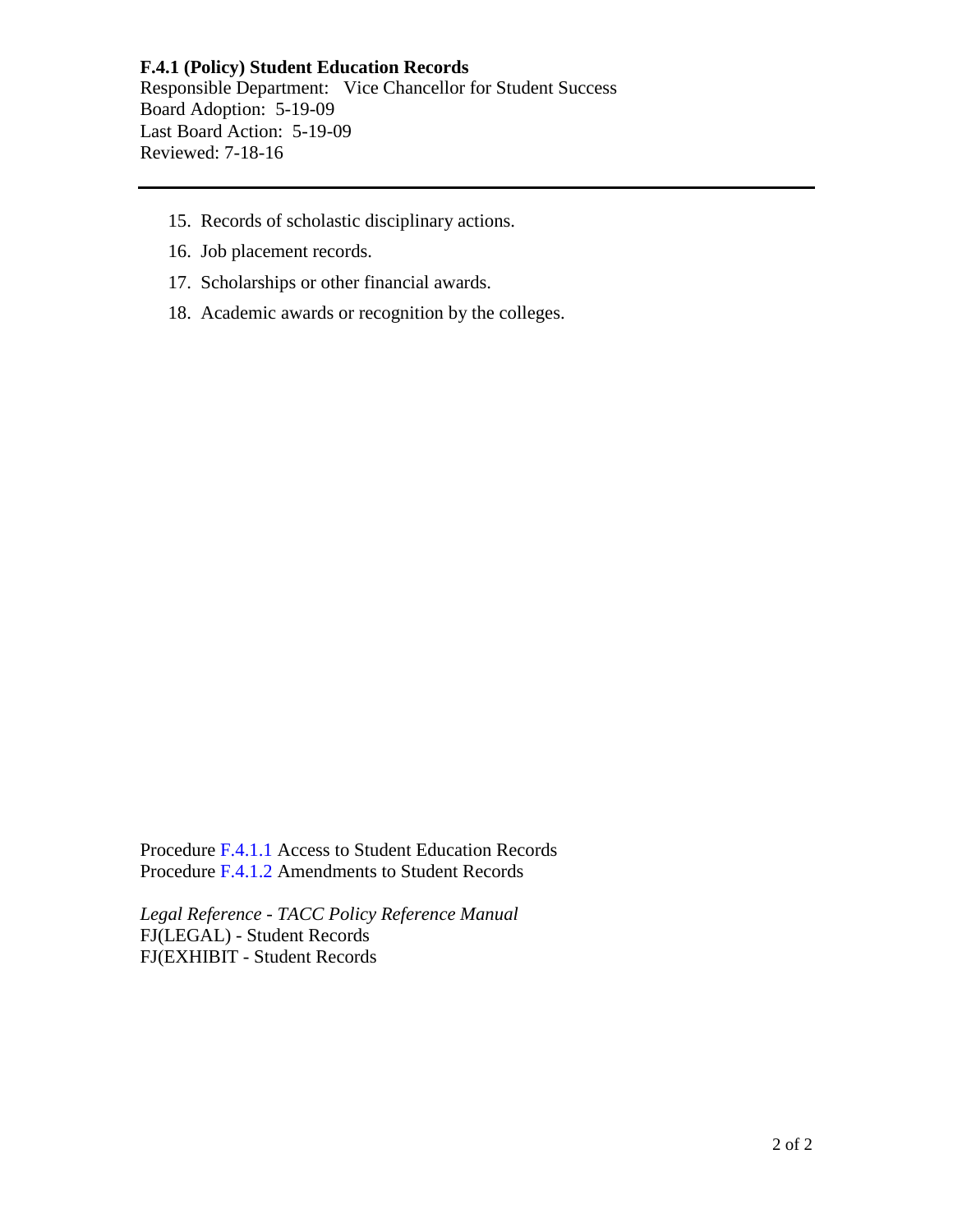**F.4.1 (Policy) Student Education Records**
Responsible Department: Vice Chancellor for Student Success
Board Adoption: 5-19-09
Last Board Action: 5-19-09
Reviewed: 7-18-16

---

15. Records of scholastic disciplinary actions.
16. Job placement records.
17. Scholarships or other financial awards.
18. Academic awards or recognition by the colleges.

Procedure F.4.1.1 Access to Student Education Records
Procedure F.4.1.2 Amendments to Student Records

*Legal Reference - TACC Policy Reference Manual*
FJ(LEGAL) - Student Records
FJ(EXHIBIT - Student Records